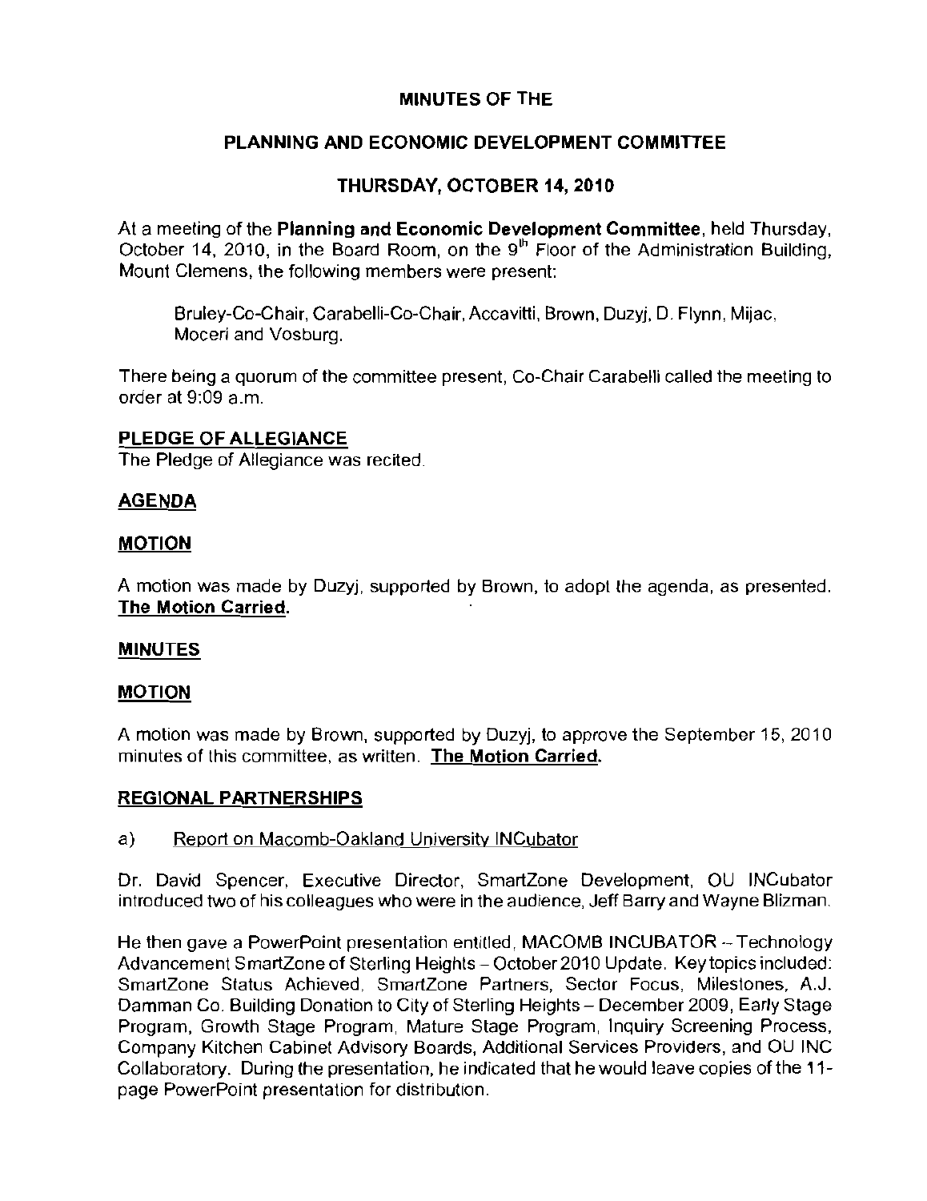# MINUTES OF THE

## PLANNING AND ECONOMIC DEVELOPMENT COMMITTEE

## THURSDAY, OCTOBER 14, 2010

At a meeting of the **Planning and Economic Development Committee**, held Thursday, October 14, 2010, in the Board Room, on the 9th Floor of the Administration Building, Mount Clemens, the following members were present:

> Bruley-Co-Chair, Carabelli-Co-Chair, Accavitti, Brown, Duzyj, D. Flynn, Mijac, Moceri and Vosburg.

There being a quorum of the committee present, Co-Chair Carabelli called the meeting to order at 9:09 a.m.

**PLEDGE OF ALLEGIANCE**

The Pledge of Allegiance was recited.

**AGENDA**

**MOTION**

A motion was made by Duzyj, supported by Brown, to adopt the agenda, as presented. **The Motion Carried.**

**MINUTES**

**MOTION**

A motion was made by Brown, supported by Duzyj, to approve the September 15, 2010 minutes of this committee, as written. **The Motion Carried.**

**REGIONAL PARTNERSHIPS**

a) Report on Macomb-Oakland University INCubator

Dr. David Spencer, Executive Director, SmartZone Development, OU INCubator introduced two of his colleagues who were in the audience, Jeff Barry and Wayne Blizman.

He then gave a PowerPoint presentation entitled, MACOMB INCUBATOR – Technology Advancement SmartZone of Sterling Heights – October 2010 Update. Key topics included: SmartZone Status Achieved, SmartZone Partners, Sector Focus, Milestones, A.J. Damman Co. Building Donation to City of Sterling Heights – December 2009, Early Stage Program, Growth Stage Program, Mature Stage Program, Inquiry Screening Process, Company Kitchen Cabinet Advisory Boards, Additional Services Providers, and OU INC Collaboratory. During the presentation, he indicated that he would leave copies of the 11-page PowerPoint presentation for distribution.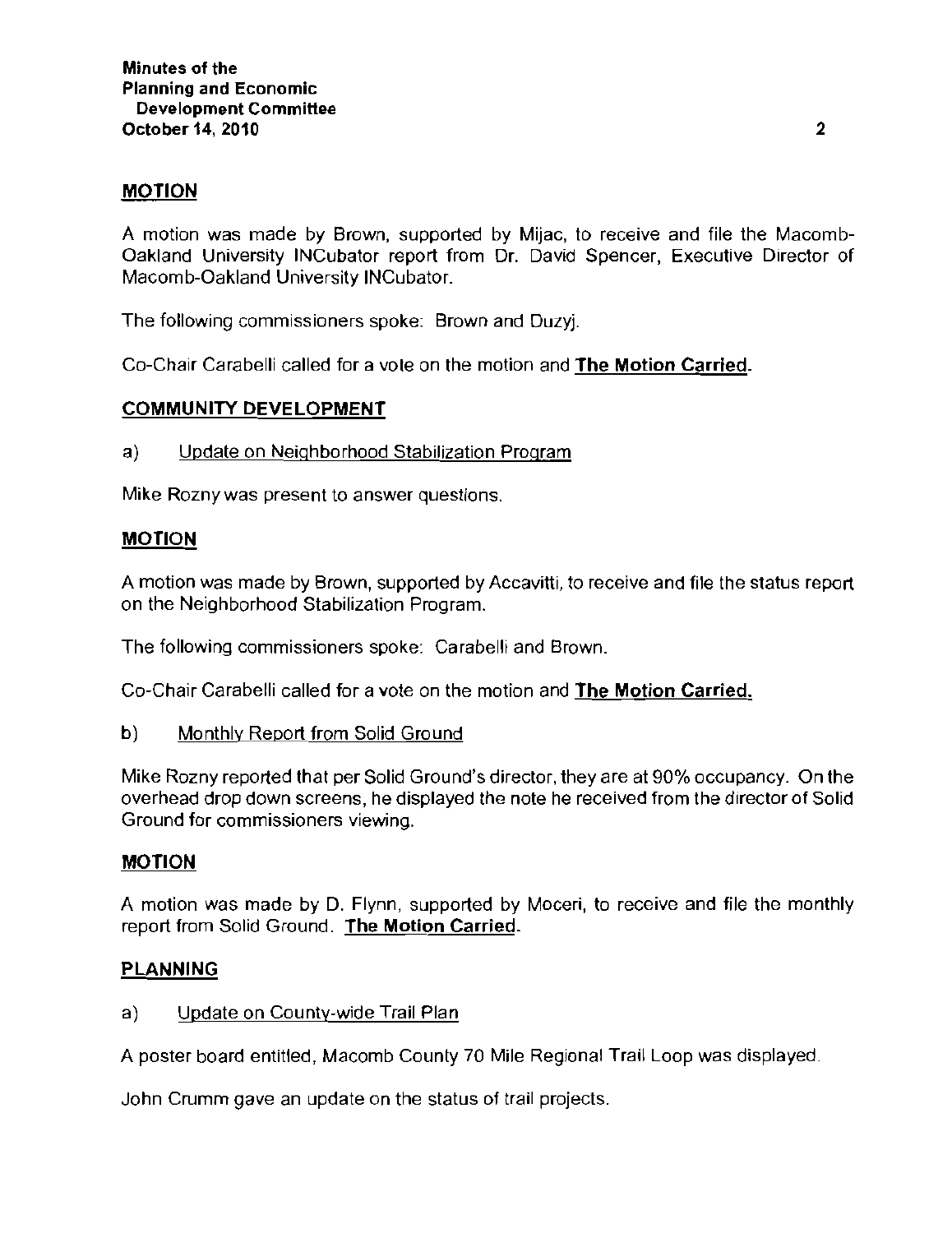## MOTION

A motion was made by Brown, supported by Mijac, to receive and file the Macomb-Oakland University INCubator report from Dr. David Spencer, Executive Director of Macomb-Oakland University INCubator.

The following commissioners spoke: Brown and Duzyj.

Co-Chair Carabelli called for a vote on the motion and **The Motion Carried.**

## COMMUNITY DEVELOPMENT

a) Update on Neighborhood Stabilization Program

Mike Rozny was present to answer questions.

## MOTION

A motion was made by Brown, supported by Accavitti, to receive and file the status report on the Neighborhood Stabilization Program.

The following commissioners spoke: Carabelli and Brown.

Co-Chair Carabelli called for a vote on the motion and **The Motion Carried.**

b) Monthly Report from Solid Ground

Mike Rozny reported that per Solid Ground's director, they are at 90% occupancy. On the overhead drop down screens, he displayed the note he received from the director of Solid Ground for commissioners viewing.

## MOTION

A motion was made by D. Flynn, supported by Moceri, to receive and file the monthly report from Solid Ground. **The Motion Carried.**

## PLANNING

a) Update on County-wide Trail Plan

A poster board entitled, Macomb County 70 Mile Regional Trail Loop was displayed.

John Crumm gave an update on the status of trail projects.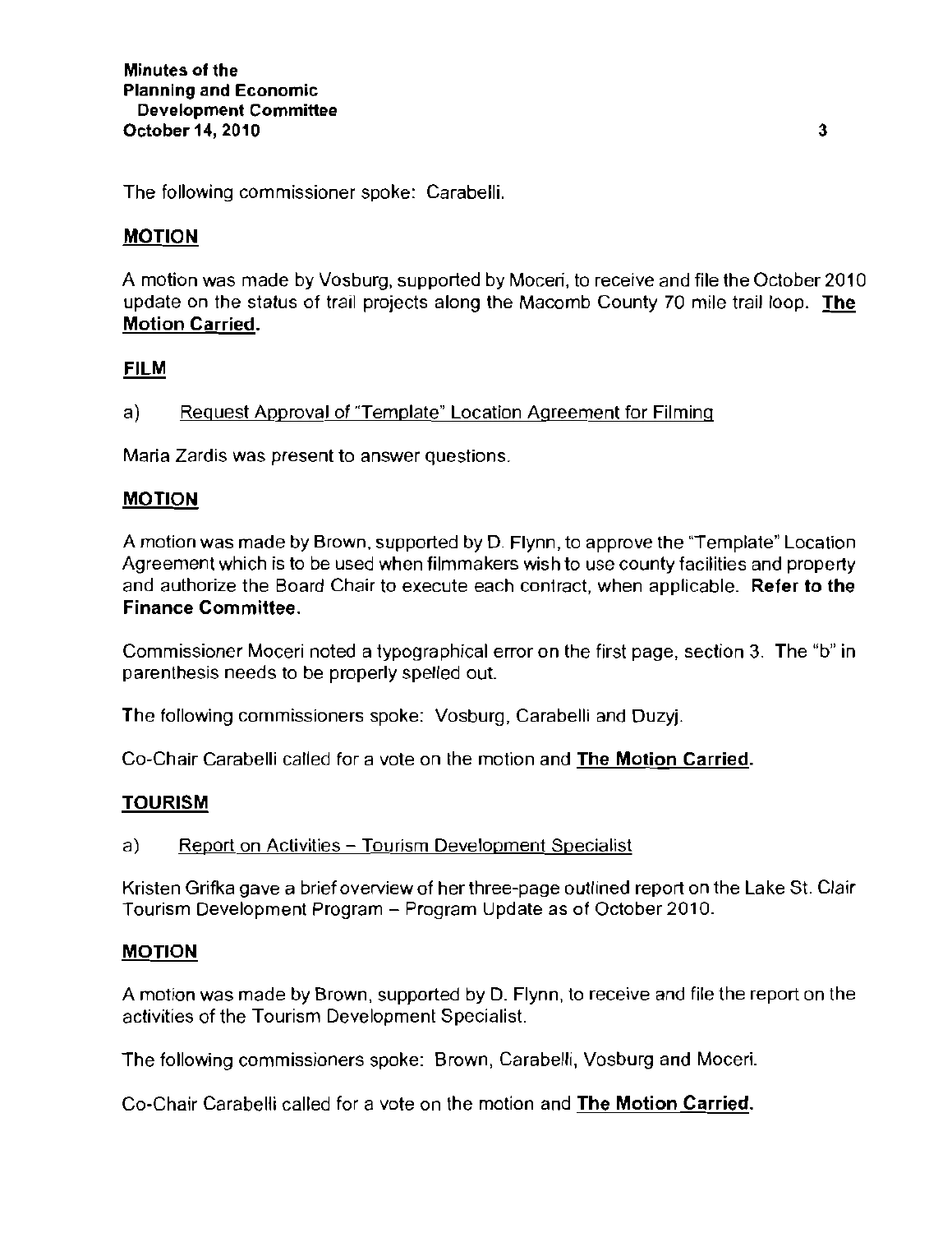The following commissioner spoke: Carabelli.

**MOTION**

A motion was made by Vosburg, supported by Moceri, to receive and file the October 2010 update on the status of trail projects along the Macomb County 70 mile trail loop. **The Motion Carried.**

**FILM**

a) Request Approval of "Template" Location Agreement for Filming

Maria Zardis was present to answer questions.

**MOTION**

A motion was made by Brown, supported by D. Flynn, to approve the "Template" Location Agreement which is to be used when filmmakers wish to use county facilities and property and authorize the Board Chair to execute each contract, when applicable. **Refer to the Finance Committee.**

Commissioner Moceri noted a typographical error on the first page, section 3. The "b" in parenthesis needs to be properly spelled out.

The following commissioners spoke: Vosburg, Carabelli and Duzyj.

Co-Chair Carabelli called for a vote on the motion and **The Motion Carried.**

**TOURISM**

a) Report on Activities – Tourism Development Specialist

Kristen Grifka gave a brief overview of her three-page outlined report on the Lake St. Clair Tourism Development Program – Program Update as of October 2010.

**MOTION**

A motion was made by Brown, supported by D. Flynn, to receive and file the report on the activities of the Tourism Development Specialist.

The following commissioners spoke: Brown, Carabelli, Vosburg and Moceri.

Co-Chair Carabelli called for a vote on the motion and **The Motion Carried.**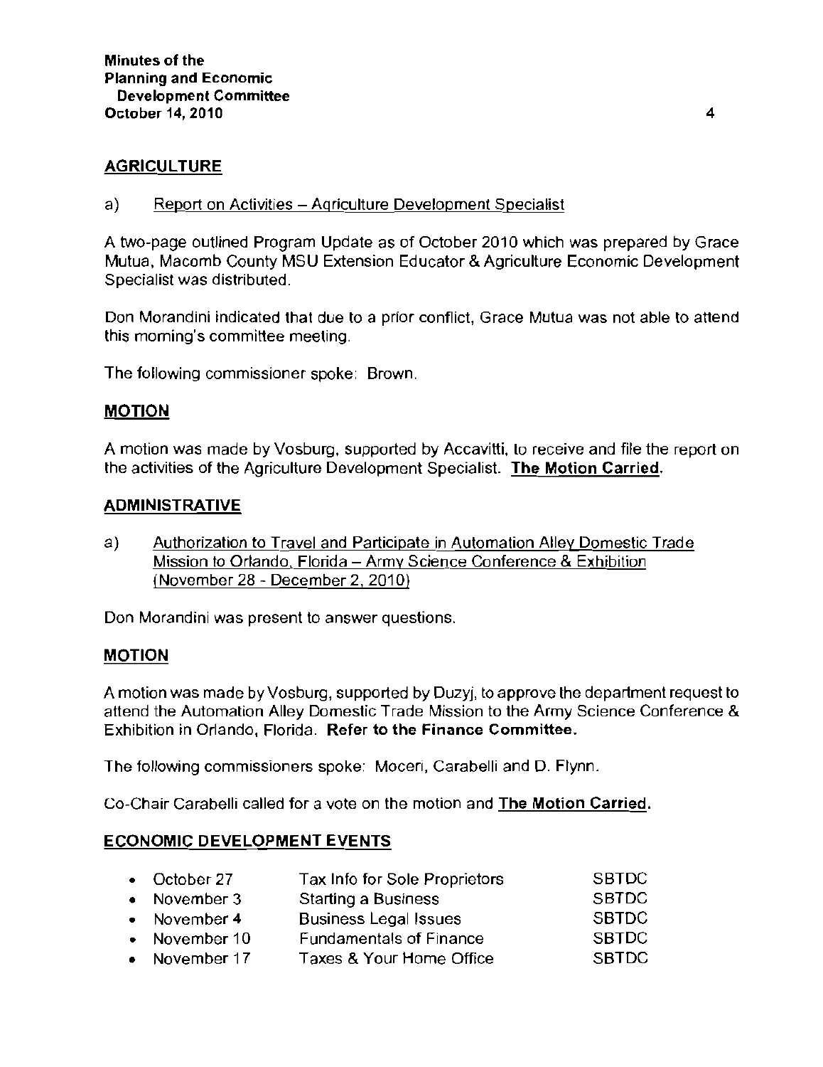## AGRICULTURE

a) Report on Activities – Agriculture Development Specialist

A two-page outlined Program Update as of October 2010 which was prepared by Grace Mutua, Macomb County MSU Extension Educator & Agriculture Economic Development Specialist was distributed.

Don Morandini indicated that due to a prior conflict, Grace Mutua was not able to attend this morning's committee meeting.

The following commissioner spoke: Brown.

## MOTION

A motion was made by Vosburg, supported by Accavitti, to receive and file the report on the activities of the Agriculture Development Specialist. **The Motion Carried.**

## ADMINISTRATIVE

a) Authorization to Travel and Participate in Automation Alley Domestic Trade Mission to Orlando, Florida – Army Science Conference & Exhibition (November 28 - December 2, 2010)

Don Morandini was present to answer questions.

## MOTION

A motion was made by Vosburg, supported by Duzyj, to approve the department request to attend the Automation Alley Domestic Trade Mission to the Army Science Conference & Exhibition in Orlando, Florida. **Refer to the Finance Committee.**

The following commissioners spoke: Moceri, Carabelli and D. Flynn.

Co-Chair Carabelli called for a vote on the motion and **The Motion Carried.**

## ECONOMIC DEVELOPMENT EVENTS

| | | |
|---|---|---|
| • October 27 | Tax Info for Sole Proprietors | SBTDC |
| • November 3 | Starting a Business | SBTDC |
| • November 4 | Business Legal Issues | SBTDC |
| • November 10 | Fundamentals of Finance | SBTDC |
| • November 17 | Taxes & Your Home Office | SBTDC |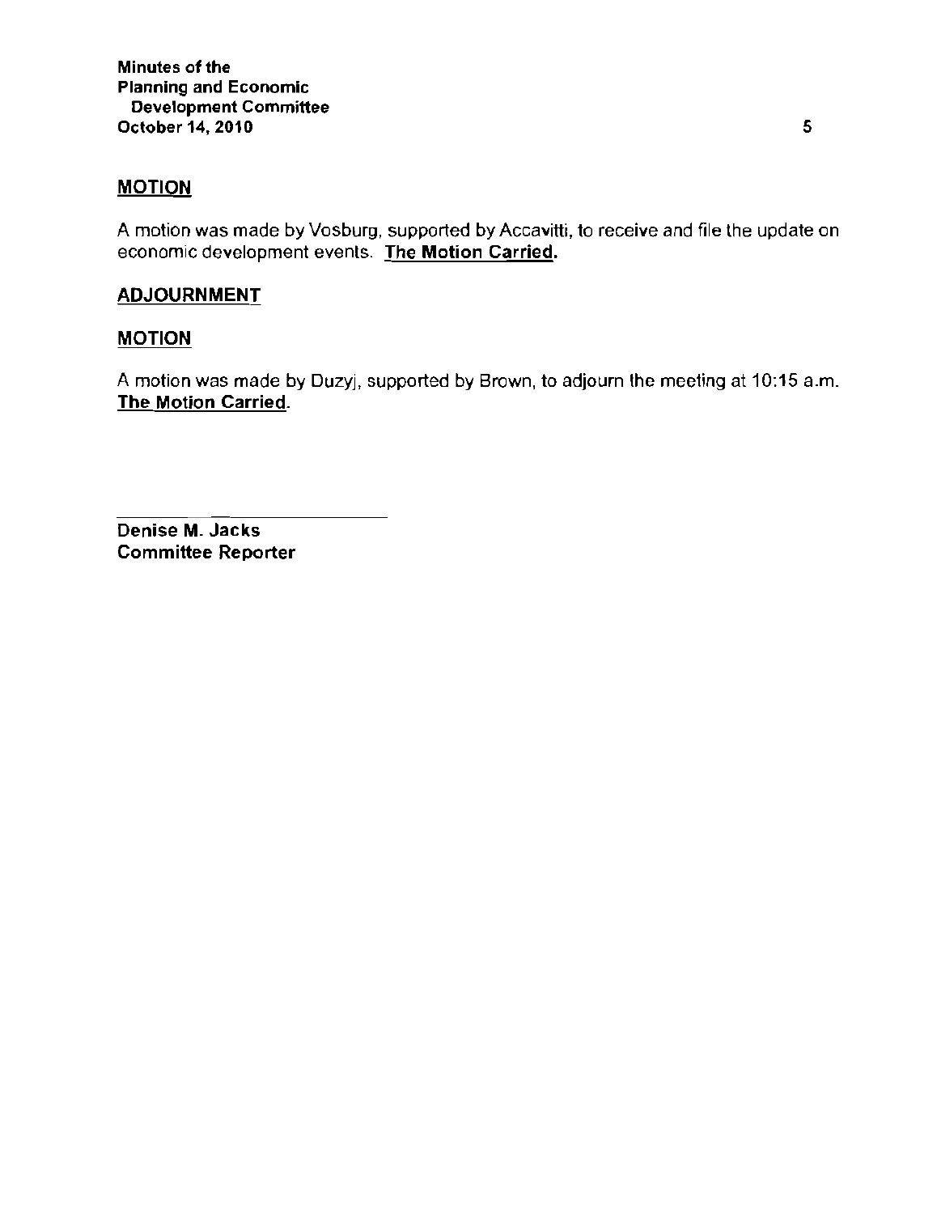**MOTION**

A motion was made by Vosburg, supported by Accavitti, to receive and file the update on economic development events. **The Motion Carried.**

**ADJOURNMENT**

**MOTION**

A motion was made by Duzyj, supported by Brown, to adjourn the meeting at 10:15 a.m. **The Motion Carried.**

\_\_\_\_\_\_\_\_\_\_\_\_\_\_\_\_\_\_\_\_\_\_\_\_\_\_\_\_

**Denise M. Jacks**
**Committee Reporter**